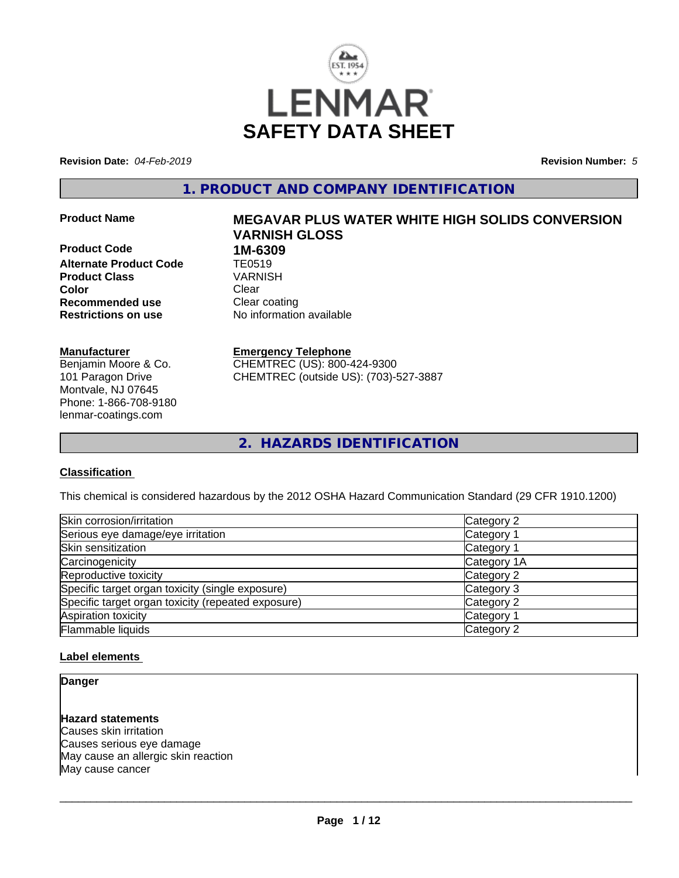LENMAR

# SAFETY DATA SHEET

**Revision Date:** *04-Feb-2019* **Revision Number:** *5*

## 1. PRODUCT AND COMPANY IDENTIFICATION

| | |
|---|---|
| **Product Name** | **MEGAVAR PLUS WATER WHITE HIGH SOLIDS CONVERSION VARNISH GLOSS** |
| **Product Code** | **1M-6309** |
| **Alternate Product Code** | TE0519 |
| **Product Class** | VARNISH |
| **Color** | Clear |
| **Recommended use** | Clear coating |
| **Restrictions on use** | No information available |

**Manufacturer**
Benjamin Moore & Co.
101 Paragon Drive
Montvale, NJ 07645
Phone: 1-866-708-9180
lenmar-coatings.com

**Emergency Telephone**
CHEMTREC (US): 800-424-9300
CHEMTREC (outside US): (703)-527-3887

## 2. HAZARDS IDENTIFICATION

**Classification**

This chemical is considered hazardous by the 2012 OSHA Hazard Communication Standard (29 CFR 1910.1200)

| | |
|---|---|
| Skin corrosion/irritation | Category 2 |
| Serious eye damage/eye irritation | Category 1 |
| Skin sensitization | Category 1 |
| Carcinogenicity | Category 1A |
| Reproductive toxicity | Category 2 |
| Specific target organ toxicity (single exposure) | Category 3 |
| Specific target organ toxicity (repeated exposure) | Category 2 |
| Aspiration toxicity | Category 1 |
| Flammable liquids | Category 2 |

**Label elements**

**Danger**

**Hazard statements**
Causes skin irritation
Causes serious eye damage
May cause an allergic skin reaction
May cause cancer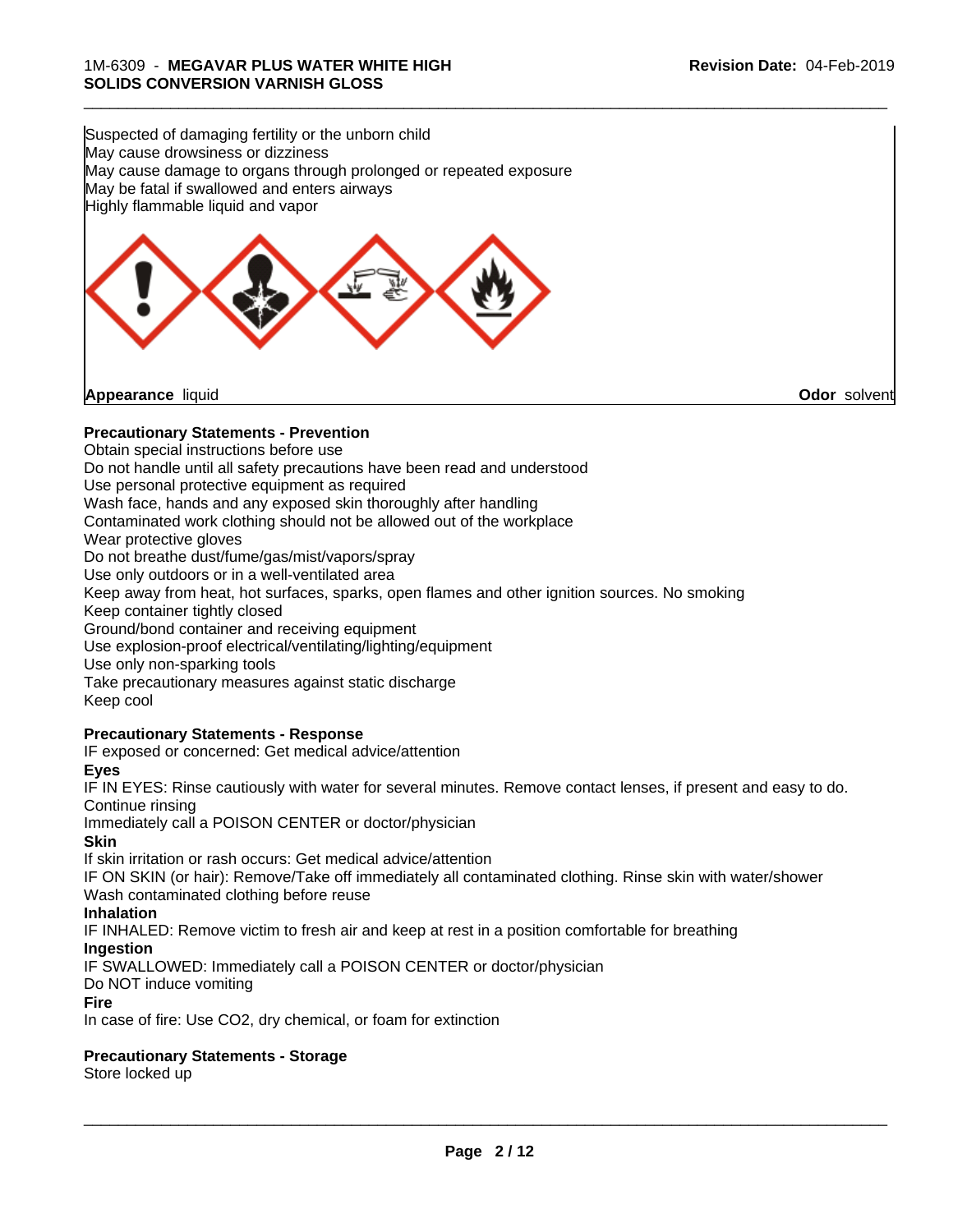Suspected of damaging fertility or the unborn child
May cause drowsiness or dizziness
May cause damage to organs through prolonged or repeated exposure
May be fatal if swallowed and enters airways
Highly flammable liquid and vapor

**Appearance** liquid **Odor** solvent

**Precautionary Statements - Prevention**

Obtain special instructions before use
Do not handle until all safety precautions have been read and understood
Use personal protective equipment as required
Wash face, hands and any exposed skin thoroughly after handling
Contaminated work clothing should not be allowed out of the workplace
Wear protective gloves
Do not breathe dust/fume/gas/mist/vapors/spray
Use only outdoors or in a well-ventilated area
Keep away from heat, hot surfaces, sparks, open flames and other ignition sources. No smoking
Keep container tightly closed
Ground/bond container and receiving equipment
Use explosion-proof electrical/ventilating/lighting/equipment
Use only non-sparking tools
Take precautionary measures against static discharge
Keep cool

**Precautionary Statements - Response**

IF exposed or concerned: Get medical advice/attention

**Eyes**

IF IN EYES: Rinse cautiously with water for several minutes. Remove contact lenses, if present and easy to do. Continue rinsing
Immediately call a POISON CENTER or doctor/physician

**Skin**

If skin irritation or rash occurs: Get medical advice/attention
IF ON SKIN (or hair): Remove/Take off immediately all contaminated clothing. Rinse skin with water/shower
Wash contaminated clothing before reuse

**Inhalation**

IF INHALED: Remove victim to fresh air and keep at rest in a position comfortable for breathing

**Ingestion**

IF SWALLOWED: Immediately call a POISON CENTER or doctor/physician
Do NOT induce vomiting

**Fire**

In case of fire: Use CO2, dry chemical, or foam for extinction

**Precautionary Statements - Storage**

Store locked up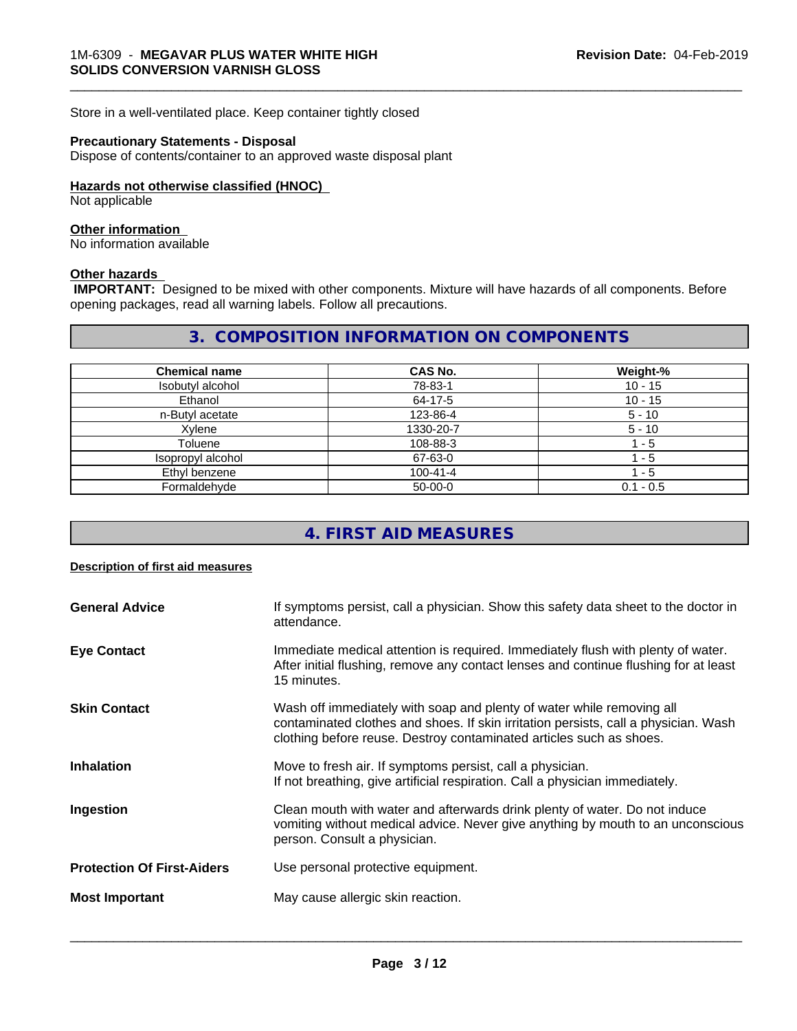Store in a well-ventilated place. Keep container tightly closed

**Precautionary Statements - Disposal**
Dispose of contents/container to an approved waste disposal plant

**Hazards not otherwise classified (HNOC)**
Not applicable

**Other information**
No information available

**Other hazards**
**IMPORTANT:** Designed to be mixed with other components. Mixture will have hazards of all components. Before opening packages, read all warning labels. Follow all precautions.

## 3. COMPOSITION INFORMATION ON COMPONENTS

| Chemical name | CAS No. | Weight-% |
|---|---|---|
| Isobutyl alcohol | 78-83-1 | 10 - 15 |
| Ethanol | 64-17-5 | 10 - 15 |
| n-Butyl acetate | 123-86-4 | 5 - 10 |
| Xylene | 1330-20-7 | 5 - 10 |
| Toluene | 108-88-3 | 1 - 5 |
| Isopropyl alcohol | 67-63-0 | 1 - 5 |
| Ethyl benzene | 100-41-4 | 1 - 5 |
| Formaldehyde | 50-00-0 | 0.1 - 0.5 |

## 4. FIRST AID MEASURES

**Description of first aid measures**

**General Advice** — If symptoms persist, call a physician. Show this safety data sheet to the doctor in attendance.

**Eye Contact** — Immediate medical attention is required. Immediately flush with plenty of water. After initial flushing, remove any contact lenses and continue flushing for at least 15 minutes.

**Skin Contact** — Wash off immediately with soap and plenty of water while removing all contaminated clothes and shoes. If skin irritation persists, call a physician. Wash clothing before reuse. Destroy contaminated articles such as shoes.

**Inhalation** — Move to fresh air. If symptoms persist, call a physician.
If not breathing, give artificial respiration. Call a physician immediately.

**Ingestion** — Clean mouth with water and afterwards drink plenty of water. Do not induce vomiting without medical advice. Never give anything by mouth to an unconscious person. Consult a physician.

**Protection Of First-Aiders** — Use personal protective equipment.

**Most Important** — May cause allergic skin reaction.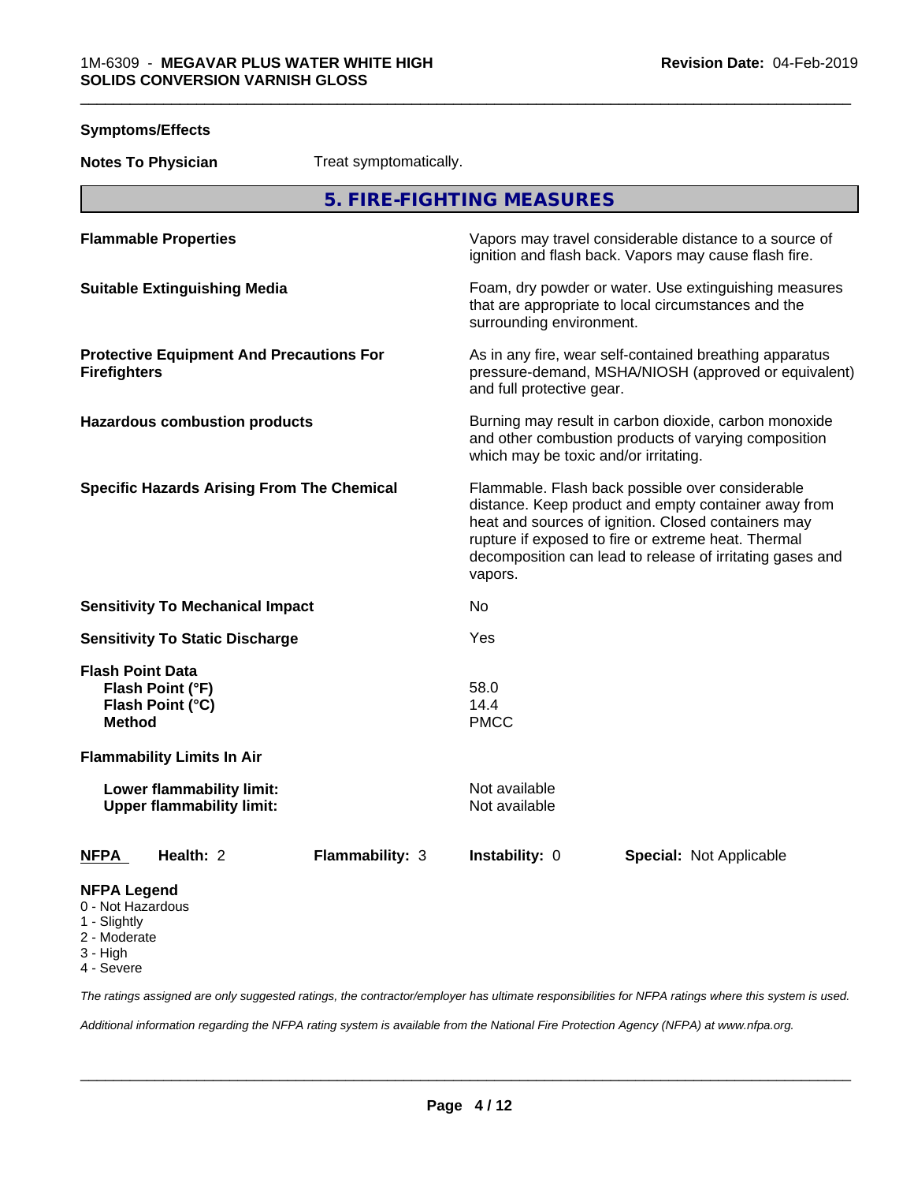**Symptoms/Effects**

**Notes To Physician** Treat symptomatically.

## 5. FIRE-FIGHTING MEASURES

| | |
|---|---|
| **Flammable Properties** | Vapors may travel considerable distance to a source of ignition and flash back. Vapors may cause flash fire. |
| **Suitable Extinguishing Media** | Foam, dry powder or water. Use extinguishing measures that are appropriate to local circumstances and the surrounding environment. |
| **Protective Equipment And Precautions For Firefighters** | As in any fire, wear self-contained breathing apparatus pressure-demand, MSHA/NIOSH (approved or equivalent) and full protective gear. |
| **Hazardous combustion products** | Burning may result in carbon dioxide, carbon monoxide and other combustion products of varying composition which may be toxic and/or irritating. |
| **Specific Hazards Arising From The Chemical** | Flammable. Flash back possible over considerable distance. Keep product and empty container away from heat and sources of ignition. Closed containers may rupture if exposed to fire or extreme heat. Thermal decomposition can lead to release of irritating gases and vapors. |
| **Sensitivity To Mechanical Impact** | No |
| **Sensitivity To Static Discharge** | Yes |

**Flash Point Data**

| | |
|---|---|
| **Flash Point (°F)** | 58.0 |
| **Flash Point (°C)** | 14.4 |
| **Method** | PMCC |

**Flammability Limits In Air**

| | |
|---|---|
| **Lower flammability limit:** | Not available |
| **Upper flammability limit:** | Not available |

| **NFPA** | **Health:** 2 | **Flammability:** 3 | **Instability:** 0 | **Special:** Not Applicable |
|---|---|---|---|---|

**NFPA Legend**
- 0 - Not Hazardous
- 1 - Slightly
- 2 - Moderate
- 3 - High
- 4 - Severe

*The ratings assigned are only suggested ratings, the contractor/employer has ultimate responsibilities for NFPA ratings where this system is used.*

*Additional information regarding the NFPA rating system is available from the National Fire Protection Agency (NFPA) at www.nfpa.org.*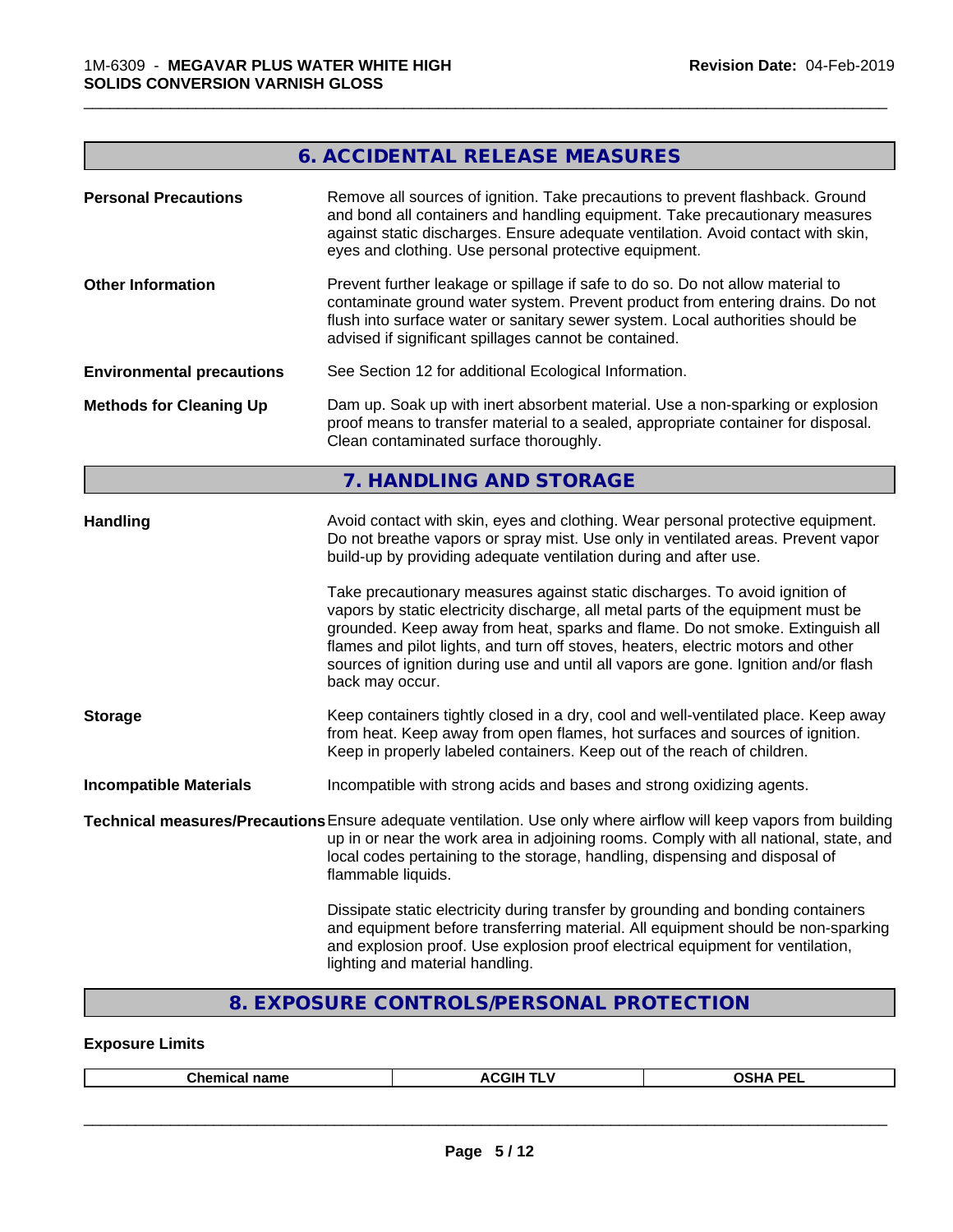## 6. ACCIDENTAL RELEASE MEASURES

**Personal Precautions** Remove all sources of ignition. Take precautions to prevent flashback. Ground and bond all containers and handling equipment. Take precautionary measures against static discharges. Ensure adequate ventilation. Avoid contact with skin, eyes and clothing. Use personal protective equipment.

**Other Information** Prevent further leakage or spillage if safe to do so. Do not allow material to contaminate ground water system. Prevent product from entering drains. Do not flush into surface water or sanitary sewer system. Local authorities should be advised if significant spillages cannot be contained.

**Environmental precautions** See Section 12 for additional Ecological Information.

**Methods for Cleaning Up** Dam up. Soak up with inert absorbent material. Use a non-sparking or explosion proof means to transfer material to a sealed, appropriate container for disposal. Clean contaminated surface thoroughly.

## 7. HANDLING AND STORAGE

**Handling** Avoid contact with skin, eyes and clothing. Wear personal protective equipment. Do not breathe vapors or spray mist. Use only in ventilated areas. Prevent vapor build-up by providing adequate ventilation during and after use.

Take precautionary measures against static discharges. To avoid ignition of vapors by static electricity discharge, all metal parts of the equipment must be grounded. Keep away from heat, sparks and flame. Do not smoke. Extinguish all flames and pilot lights, and turn off stoves, heaters, electric motors and other sources of ignition during use and until all vapors are gone. Ignition and/or flash back may occur.

**Storage** Keep containers tightly closed in a dry, cool and well-ventilated place. Keep away from heat. Keep away from open flames, hot surfaces and sources of ignition. Keep in properly labeled containers. Keep out of the reach of children.

**Incompatible Materials** Incompatible with strong acids and bases and strong oxidizing agents.

**Technical measures/Precautions** Ensure adequate ventilation. Use only where airflow will keep vapors from building up in or near the work area in adjoining rooms. Comply with all national, state, and local codes pertaining to the storage, handling, dispensing and disposal of flammable liquids.

Dissipate static electricity during transfer by grounding and bonding containers and equipment before transferring material. All equipment should be non-sparking and explosion proof. Use explosion proof electrical equipment for ventilation, lighting and material handling.

## 8. EXPOSURE CONTROLS/PERSONAL PROTECTION

**Exposure Limits**

| Chemical name | ACGIH TLV | OSHA PEL |
|---|---|---|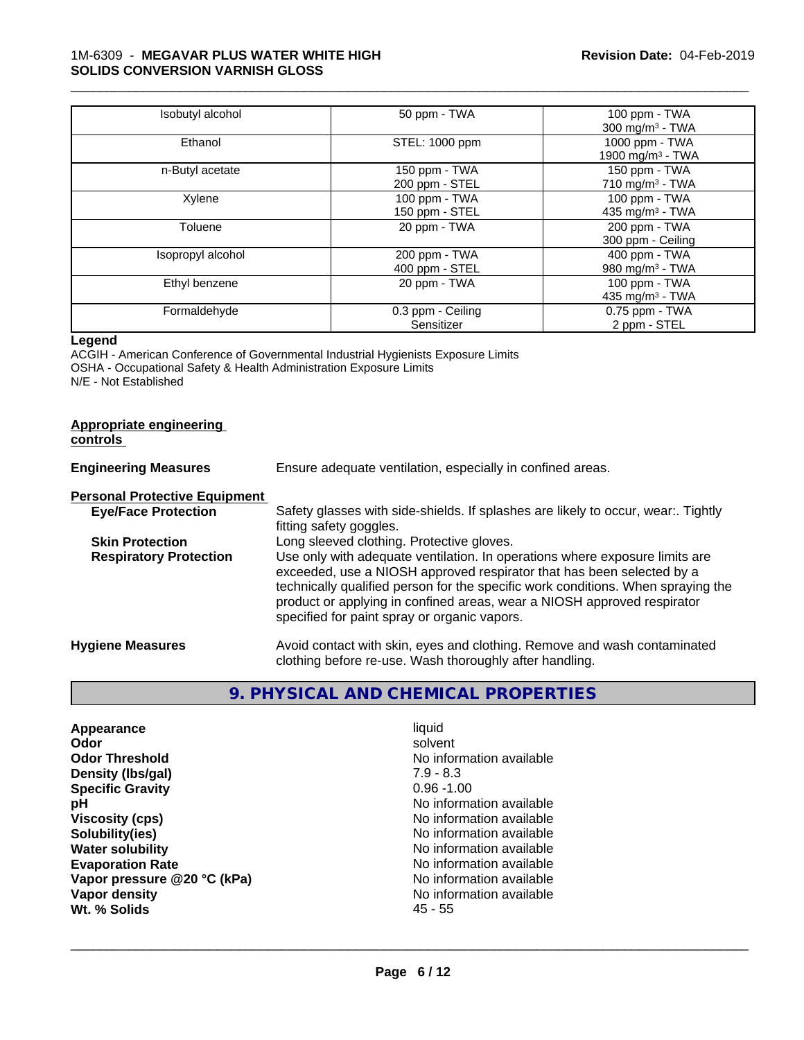| Isobutyl alcohol | 50 ppm - TWA | 100 ppm - TWA<br>300 mg/m³ - TWA |
|---|---|---|
| Ethanol | STEL: 1000 ppm | 1000 ppm - TWA<br>1900 mg/m³ - TWA |
| n-Butyl acetate | 150 ppm - TWA<br>200 ppm - STEL | 150 ppm - TWA<br>710 mg/m³ - TWA |
| Xylene | 100 ppm - TWA<br>150 ppm - STEL | 100 ppm - TWA<br>435 mg/m³ - TWA |
| Toluene | 20 ppm - TWA | 200 ppm - TWA<br>300 ppm - Ceiling |
| Isopropyl alcohol | 200 ppm - TWA<br>400 ppm - STEL | 400 ppm - TWA<br>980 mg/m³ - TWA |
| Ethyl benzene | 20 ppm - TWA | 100 ppm - TWA<br>435 mg/m³ - TWA |
| Formaldehyde | 0.3 ppm - Ceiling<br>Sensitizer | 0.75 ppm - TWA<br>2 ppm - STEL |

**Legend**

ACGIH - American Conference of Governmental Industrial Hygienists Exposure Limits
OSHA - Occupational Safety & Health Administration Exposure Limits
N/E - Not Established

**Appropriate engineering controls**

**Engineering Measures** Ensure adequate ventilation, especially in confined areas.

**Personal Protective Equipment**

**Eye/Face Protection** Safety glasses with side-shields. If splashes are likely to occur, wear:. Tightly fitting safety goggles.

**Skin Protection** Long sleeved clothing. Protective gloves.

**Respiratory Protection** Use only with adequate ventilation. In operations where exposure limits are exceeded, use a NIOSH approved respirator that has been selected by a technically qualified person for the specific work conditions. When spraying the product or applying in confined areas, wear a NIOSH approved respirator specified for paint spray or organic vapors.

**Hygiene Measures** Avoid contact with skin, eyes and clothing. Remove and wash contaminated clothing before re-use. Wash thoroughly after handling.

## 9. PHYSICAL AND CHEMICAL PROPERTIES

| | |
|---|---|
| **Appearance** | liquid |
| **Odor** | solvent |
| **Odor Threshold** | No information available |
| **Density (lbs/gal)** | 7.9 - 8.3 |
| **Specific Gravity** | 0.96 -1.00 |
| **pH** | No information available |
| **Viscosity (cps)** | No information available |
| **Solubility(ies)** | No information available |
| **Water solubility** | No information available |
| **Evaporation Rate** | No information available |
| **Vapor pressure @20 °C (kPa)** | No information available |
| **Vapor density** | No information available |
| **Wt. % Solids** | 45 - 55 |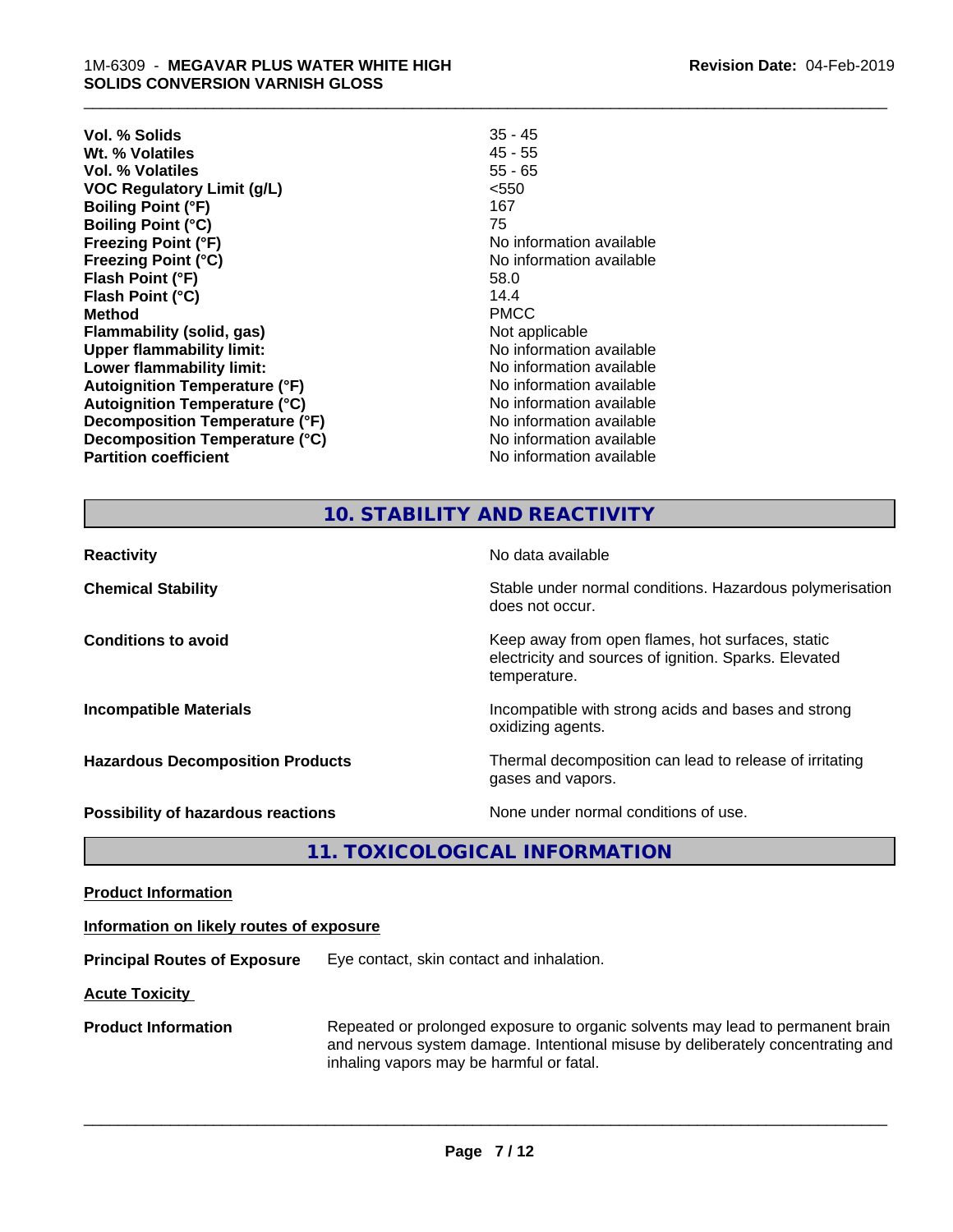| | |
|---|---|
| **Vol. % Solids** | 35 - 45 |
| **Wt. % Volatiles** | 45 - 55 |
| **Vol. % Volatiles** | 55 - 65 |
| **VOC Regulatory Limit (g/L)** | <550 |
| **Boiling Point (°F)** | 167 |
| **Boiling Point (°C)** | 75 |
| **Freezing Point (°F)** | No information available |
| **Freezing Point (°C)** | No information available |
| **Flash Point (°F)** | 58.0 |
| **Flash Point (°C)** | 14.4 |
| **Method** | PMCC |
| **Flammability (solid, gas)** | Not applicable |
| **Upper flammability limit:** | No information available |
| **Lower flammability limit:** | No information available |
| **Autoignition Temperature (°F)** | No information available |
| **Autoignition Temperature (°C)** | No information available |
| **Decomposition Temperature (°F)** | No information available |
| **Decomposition Temperature (°C)** | No information available |
| **Partition coefficient** | No information available |

## 10. STABILITY AND REACTIVITY

| | |
|---|---|
| **Reactivity** | No data available |
| **Chemical Stability** | Stable under normal conditions. Hazardous polymerisation does not occur. |
| **Conditions to avoid** | Keep away from open flames, hot surfaces, static electricity and sources of ignition. Sparks. Elevated temperature. |
| **Incompatible Materials** | Incompatible with strong acids and bases and strong oxidizing agents. |
| **Hazardous Decomposition Products** | Thermal decomposition can lead to release of irritating gases and vapors. |
| **Possibility of hazardous reactions** | None under normal conditions of use. |

## 11. TOXICOLOGICAL INFORMATION

**Product Information**

**Information on likely routes of exposure**

**Principal Routes of Exposure** Eye contact, skin contact and inhalation.

**Acute Toxicity**

**Product Information** Repeated or prolonged exposure to organic solvents may lead to permanent brain and nervous system damage. Intentional misuse by deliberately concentrating and inhaling vapors may be harmful or fatal.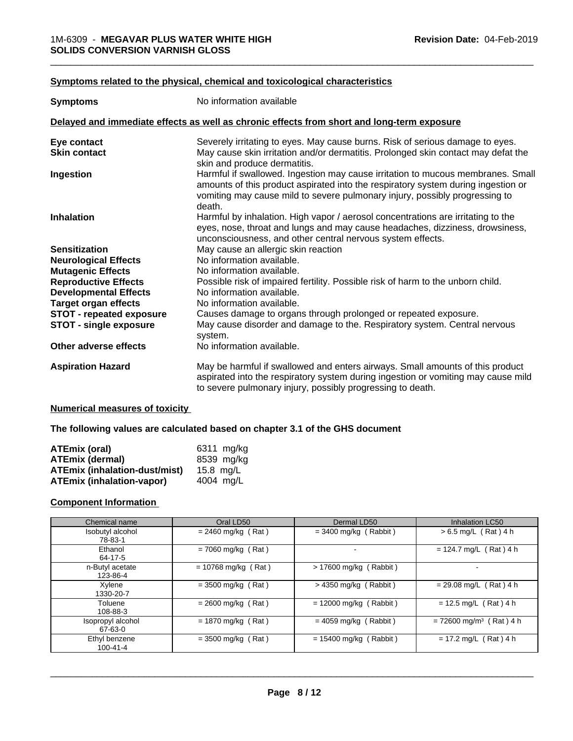### Symptoms related to the physical, chemical and toxicological characteristics

| | |
|---|---|
| **Symptoms** | No information available |

### Delayed and immediate effects as well as chronic effects from short and long-term exposure

| | |
|---|---|
| **Eye contact** | Severely irritating to eyes. May cause burns. Risk of serious damage to eyes. |
| **Skin contact** | May cause skin irritation and/or dermatitis. Prolonged skin contact may defat the skin and produce dermatitis. |
| **Ingestion** | Harmful if swallowed. Ingestion may cause irritation to mucous membranes. Small amounts of this product aspirated into the respiratory system during ingestion or vomiting may cause mild to severe pulmonary injury, possibly progressing to death. |
| **Inhalation** | Harmful by inhalation. High vapor / aerosol concentrations are irritating to the eyes, nose, throat and lungs and may cause headaches, dizziness, drowsiness, unconsciousness, and other central nervous system effects. |
| **Sensitization** | May cause an allergic skin reaction |
| **Neurological Effects** | No information available. |
| **Mutagenic Effects** | No information available. |
| **Reproductive Effects** | Possible risk of impaired fertility. Possible risk of harm to the unborn child. |
| **Developmental Effects** | No information available. |
| **Target organ effects** | No information available. |
| **STOT - repeated exposure** | Causes damage to organs through prolonged or repeated exposure. |
| **STOT - single exposure** | May cause disorder and damage to the. Respiratory system. Central nervous system. |
| **Other adverse effects** | No information available. |
| **Aspiration Hazard** | May be harmful if swallowed and enters airways. Small amounts of this product aspirated into the respiratory system during ingestion or vomiting may cause mild to severe pulmonary injury, possibly progressing to death. |

### Numerical measures of toxicity

**The following values are calculated based on chapter 3.1 of the GHS document**

| | |
|---|---|
| **ATEmix (oral)** | 6311 mg/kg |
| **ATEmix (dermal)** | 8539 mg/kg |
| **ATEmix (inhalation-dust/mist)** | 15.8 mg/L |
| **ATEmix (inhalation-vapor)** | 4004 mg/L |

### Component Information

| Chemical name | Oral LD50 | Dermal LD50 | Inhalation LC50 |
|---|---|---|---|
| Isobutyl alcohol 78-83-1 | = 2460 mg/kg ( Rat ) | = 3400 mg/kg ( Rabbit ) | > 6.5 mg/L ( Rat ) 4 h |
| Ethanol 64-17-5 | = 7060 mg/kg ( Rat ) | - | = 124.7 mg/L ( Rat ) 4 h |
| n-Butyl acetate 123-86-4 | = 10768 mg/kg ( Rat ) | > 17600 mg/kg ( Rabbit ) | - |
| Xylene 1330-20-7 | = 3500 mg/kg ( Rat ) | > 4350 mg/kg ( Rabbit ) | = 29.08 mg/L ( Rat ) 4 h |
| Toluene 108-88-3 | = 2600 mg/kg ( Rat ) | = 12000 mg/kg ( Rabbit ) | = 12.5 mg/L ( Rat ) 4 h |
| Isopropyl alcohol 67-63-0 | = 1870 mg/kg ( Rat ) | = 4059 mg/kg ( Rabbit ) | = 72600 mg/m$^3$ ( Rat ) 4 h |
| Ethyl benzene 100-41-4 | = 3500 mg/kg ( Rat ) | = 15400 mg/kg ( Rabbit ) | = 17.2 mg/L ( Rat ) 4 h |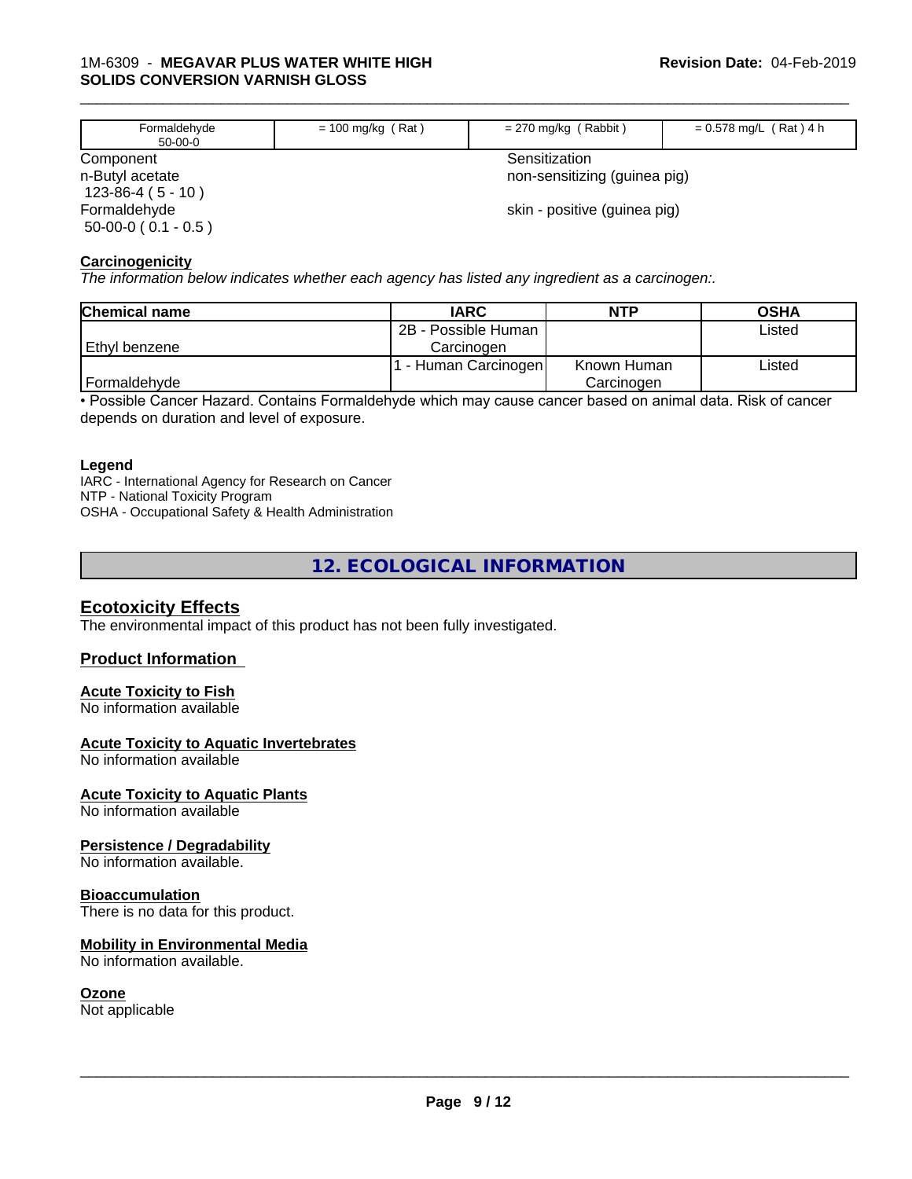| Formaldehyde 50-00-0 | = 100 mg/kg ( Rat ) | = 270 mg/kg ( Rabbit ) | = 0.578 mg/L ( Rat ) 4 h |
|---|---|---|---|

| Component | Sensitization |
|---|---|
| n-Butyl acetate 123-86-4 ( 5 - 10 ) | non-sensitizing (guinea pig) |
| Formaldehyde 50-00-0 ( 0.1 - 0.5 ) | skin - positive (guinea pig) |

**Carcinogenicity**

*The information below indicates whether each agency has listed any ingredient as a carcinogen:.*

| Chemical name | IARC | NTP | OSHA |
|---|---|---|---|
| Ethyl benzene | 2B - Possible Human Carcinogen | | Listed |
| Formaldehyde | 1 - Human Carcinogen | Known Human Carcinogen | Listed |

• Possible Cancer Hazard. Contains Formaldehyde which may cause cancer based on animal data. Risk of cancer depends on duration and level of exposure.

**Legend**

IARC - International Agency for Research on Cancer
NTP - National Toxicity Program
OSHA - Occupational Safety & Health Administration

## 12. ECOLOGICAL INFORMATION

### Ecotoxicity Effects

The environmental impact of this product has not been fully investigated.

### Product Information

**Acute Toxicity to Fish**

No information available

**Acute Toxicity to Aquatic Invertebrates**

No information available

**Acute Toxicity to Aquatic Plants**

No information available

**Persistence / Degradability**

No information available.

**Bioaccumulation**

There is no data for this product.

**Mobility in Environmental Media**

No information available.

**Ozone**

Not applicable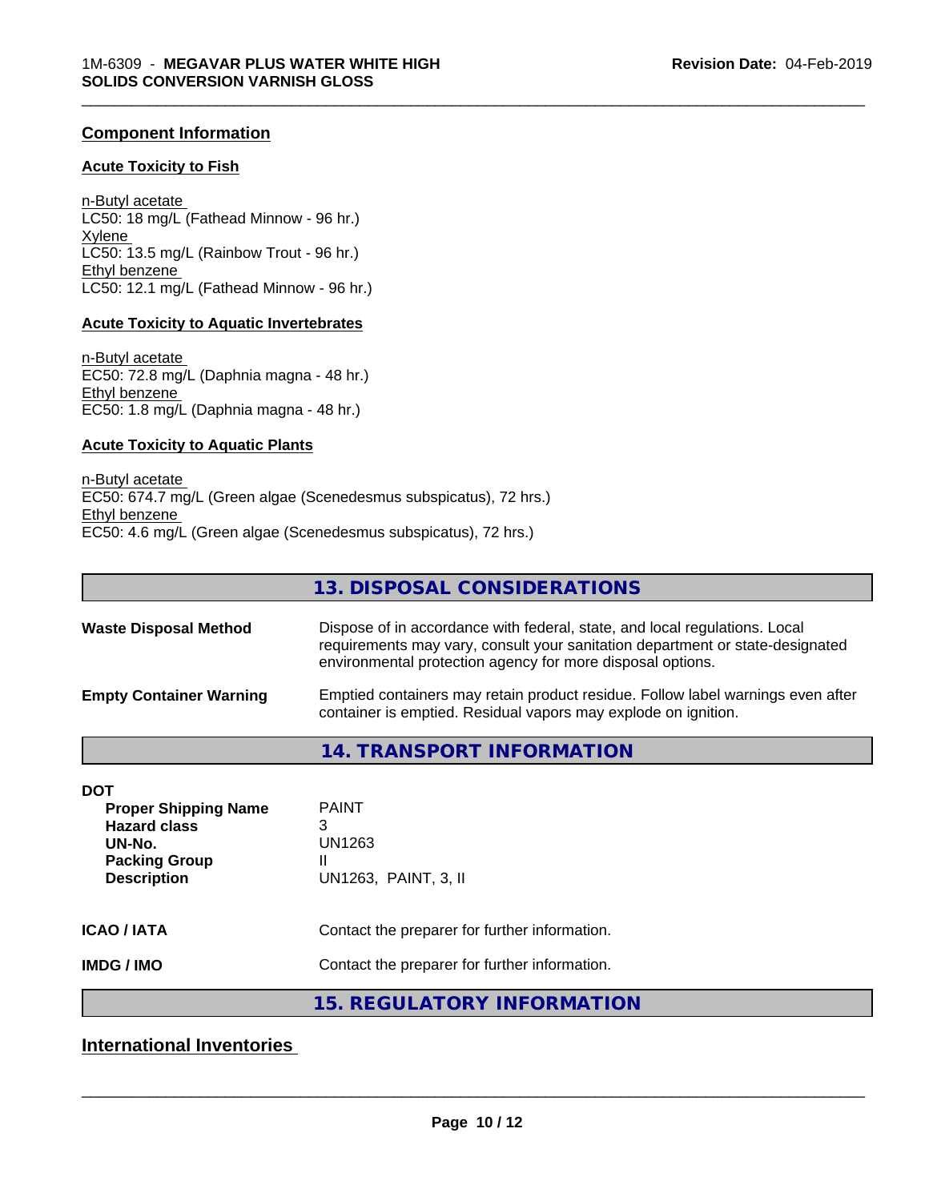### Component Information

#### Acute Toxicity to Fish

n-Butyl acetate
LC50: 18 mg/L (Fathead Minnow - 96 hr.)
Xylene
LC50: 13.5 mg/L (Rainbow Trout - 96 hr.)
Ethyl benzene
LC50: 12.1 mg/L (Fathead Minnow - 96 hr.)

#### Acute Toxicity to Aquatic Invertebrates

n-Butyl acetate
EC50: 72.8 mg/L (Daphnia magna - 48 hr.)
Ethyl benzene
EC50: 1.8 mg/L (Daphnia magna - 48 hr.)

#### Acute Toxicity to Aquatic Plants

n-Butyl acetate
EC50: 674.7 mg/L (Green algae (Scenedesmus subspicatus), 72 hrs.)
Ethyl benzene
EC50: 4.6 mg/L (Green algae (Scenedesmus subspicatus), 72 hrs.)

## 13. DISPOSAL CONSIDERATIONS

**Waste Disposal Method** — Dispose of in accordance with federal, state, and local regulations. Local requirements may vary, consult your sanitation department or state-designated environmental protection agency for more disposal options.

**Empty Container Warning** — Emptied containers may retain product residue. Follow label warnings even after container is emptied. Residual vapors may explode on ignition.

## 14. TRANSPORT INFORMATION

**DOT**

| | |
|---|---|
| **Proper Shipping Name** | PAINT |
| **Hazard class** | 3 |
| **UN-No.** | UN1263 |
| **Packing Group** | II |
| **Description** | UN1263, PAINT, 3, II |

**ICAO / IATA** — Contact the preparer for further information.

**IMDG / IMO** — Contact the preparer for further information.

## 15. REGULATORY INFORMATION

### International Inventories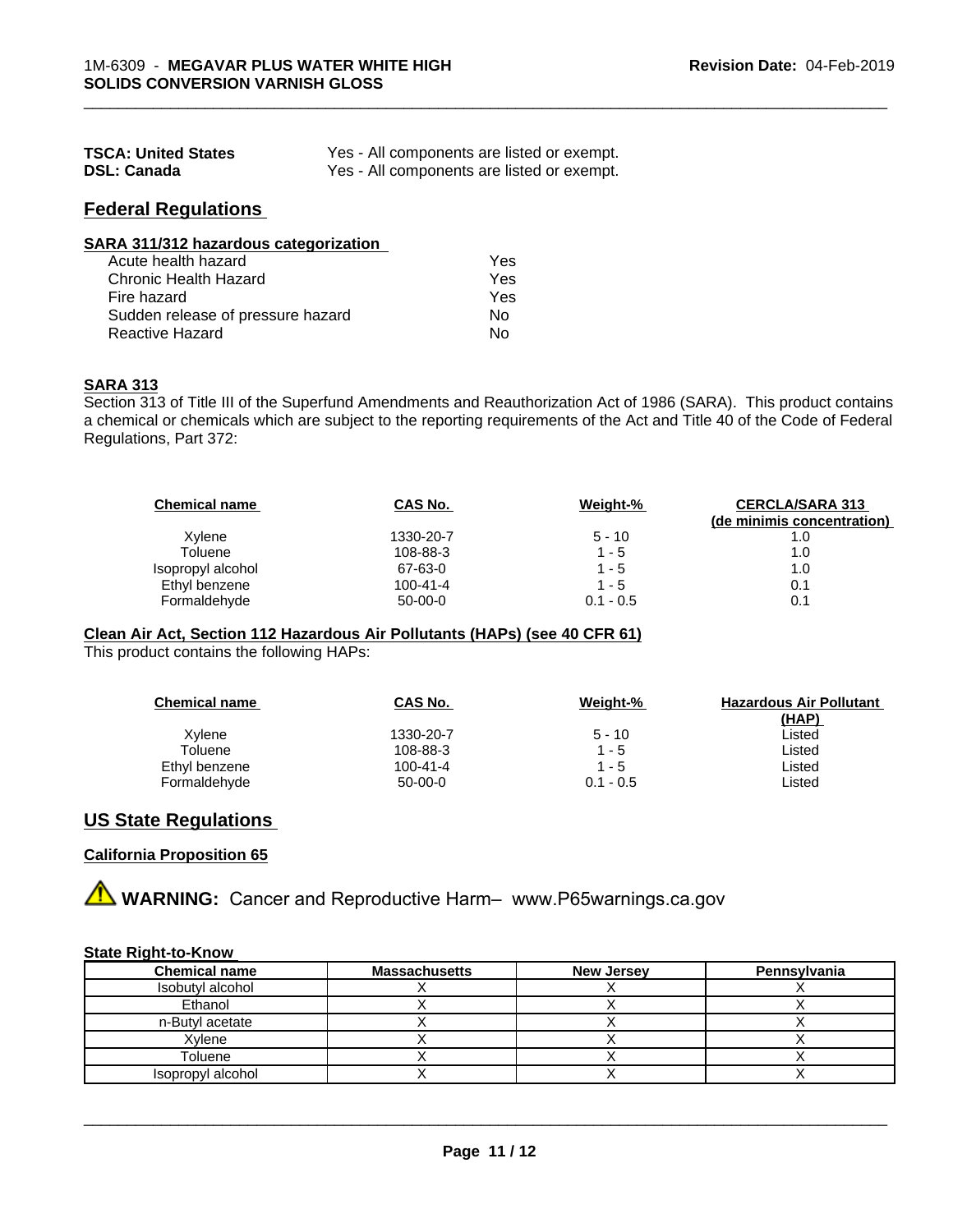| | |
|---|---|
| **TSCA: United States** | Yes - All components are listed or exempt. |
| **DSL: Canada** | Yes - All components are listed or exempt. |

## Federal Regulations

**SARA 311/312 hazardous categorization**

| | |
|---|---|
| Acute health hazard | Yes |
| Chronic Health Hazard | Yes |
| Fire hazard | Yes |
| Sudden release of pressure hazard | No |
| Reactive Hazard | No |

**SARA 313**

Section 313 of Title III of the Superfund Amendments and Reauthorization Act of 1986 (SARA). This product contains a chemical or chemicals which are subject to the reporting requirements of the Act and Title 40 of the Code of Federal Regulations, Part 372:

| Chemical name | CAS No. | Weight-% | CERCLA/SARA 313 (de minimis concentration) |
|---|---|---|---|
| Xylene | 1330-20-7 | 5 - 10 | 1.0 |
| Toluene | 108-88-3 | 1 - 5 | 1.0 |
| Isopropyl alcohol | 67-63-0 | 1 - 5 | 1.0 |
| Ethyl benzene | 100-41-4 | 1 - 5 | 0.1 |
| Formaldehyde | 50-00-0 | 0.1 - 0.5 | 0.1 |

**Clean Air Act, Section 112 Hazardous Air Pollutants (HAPs) (see 40 CFR 61)**

This product contains the following HAPs:

| Chemical name | CAS No. | Weight-% | Hazardous Air Pollutant (HAP) |
|---|---|---|---|
| Xylene | 1330-20-7 | 5 - 10 | Listed |
| Toluene | 108-88-3 | 1 - 5 | Listed |
| Ethyl benzene | 100-41-4 | 1 - 5 | Listed |
| Formaldehyde | 50-00-0 | 0.1 - 0.5 | Listed |

## US State Regulations

**California Proposition 65**

⚠ **WARNING:** Cancer and Reproductive Harm– www.P65warnings.ca.gov

**State Right-to-Know**

| Chemical name | Massachusetts | New Jersey | Pennsylvania |
|---|---|---|---|
| Isobutyl alcohol | X | X | X |
| Ethanol | X | X | X |
| n-Butyl acetate | X | X | X |
| Xylene | X | X | X |
| Toluene | X | X | X |
| Isopropyl alcohol | X | X | X |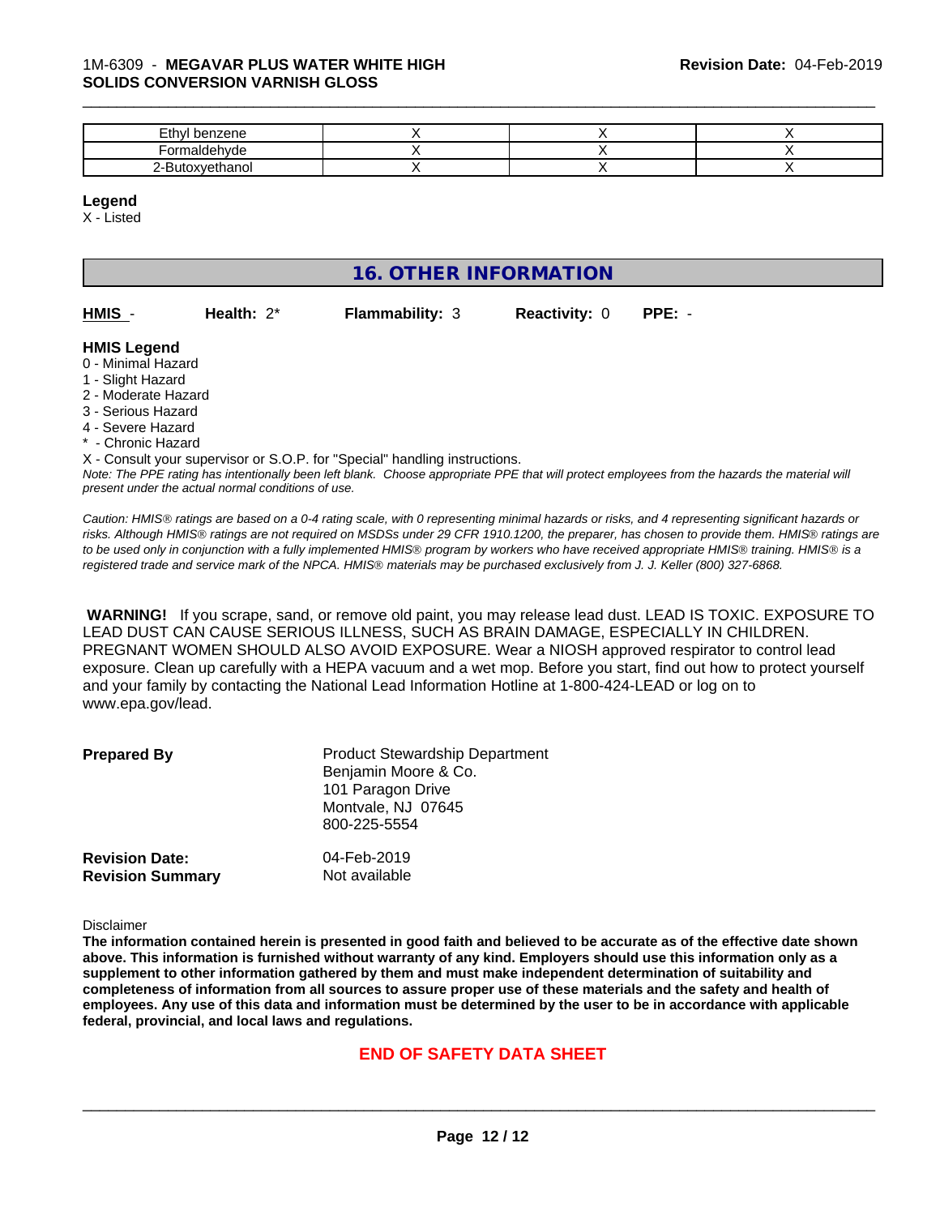| | | | |
|---|---|---|---|
| Ethyl benzene | X | X | X |
| Formaldehyde | X | X | X |
| 2-Butoxyethanol | X | X | X |

**Legend**

X - Listed

## 16. OTHER INFORMATION

**HMIS** - **Health:** 2* **Flammability:** 3 **Reactivity:** 0 **PPE:** -

**HMIS Legend**

0 - Minimal Hazard
1 - Slight Hazard
2 - Moderate Hazard
3 - Serious Hazard
4 - Severe Hazard
* - Chronic Hazard
X - Consult your supervisor or S.O.P. for "Special" handling instructions.

*Note: The PPE rating has intentionally been left blank. Choose appropriate PPE that will protect employees from the hazards the material will present under the actual normal conditions of use.*

*Caution: HMIS® ratings are based on a 0-4 rating scale, with 0 representing minimal hazards or risks, and 4 representing significant hazards or risks. Although HMIS® ratings are not required on MSDSs under 29 CFR 1910.1200, the preparer, has chosen to provide them. HMIS® ratings are to be used only in conjunction with a fully implemented HMIS® program by workers who have received appropriate HMIS® training. HMIS® is a registered trade and service mark of the NPCA. HMIS® materials may be purchased exclusively from J. J. Keller (800) 327-6868.*

**WARNING!** If you scrape, sand, or remove old paint, you may release lead dust. LEAD IS TOXIC. EXPOSURE TO LEAD DUST CAN CAUSE SERIOUS ILLNESS, SUCH AS BRAIN DAMAGE, ESPECIALLY IN CHILDREN. PREGNANT WOMEN SHOULD ALSO AVOID EXPOSURE. Wear a NIOSH approved respirator to control lead exposure. Clean up carefully with a HEPA vacuum and a wet mop. Before you start, find out how to protect yourself and your family by contacting the National Lead Information Hotline at 1-800-424-LEAD or log on to www.epa.gov/lead.

**Prepared By** Product Stewardship Department
Benjamin Moore & Co.
101 Paragon Drive
Montvale, NJ 07645
800-225-5554

**Revision Date:** 04-Feb-2019
**Revision Summary** Not available

Disclaimer

**The information contained herein is presented in good faith and believed to be accurate as of the effective date shown above. This information is furnished without warranty of any kind. Employers should use this information only as a supplement to other information gathered by them and must make independent determination of suitability and completeness of information from all sources to assure proper use of these materials and the safety and health of employees. Any use of this data and information must be determined by the user to be in accordance with applicable federal, provincial, and local laws and regulations.**

**END OF SAFETY DATA SHEET**